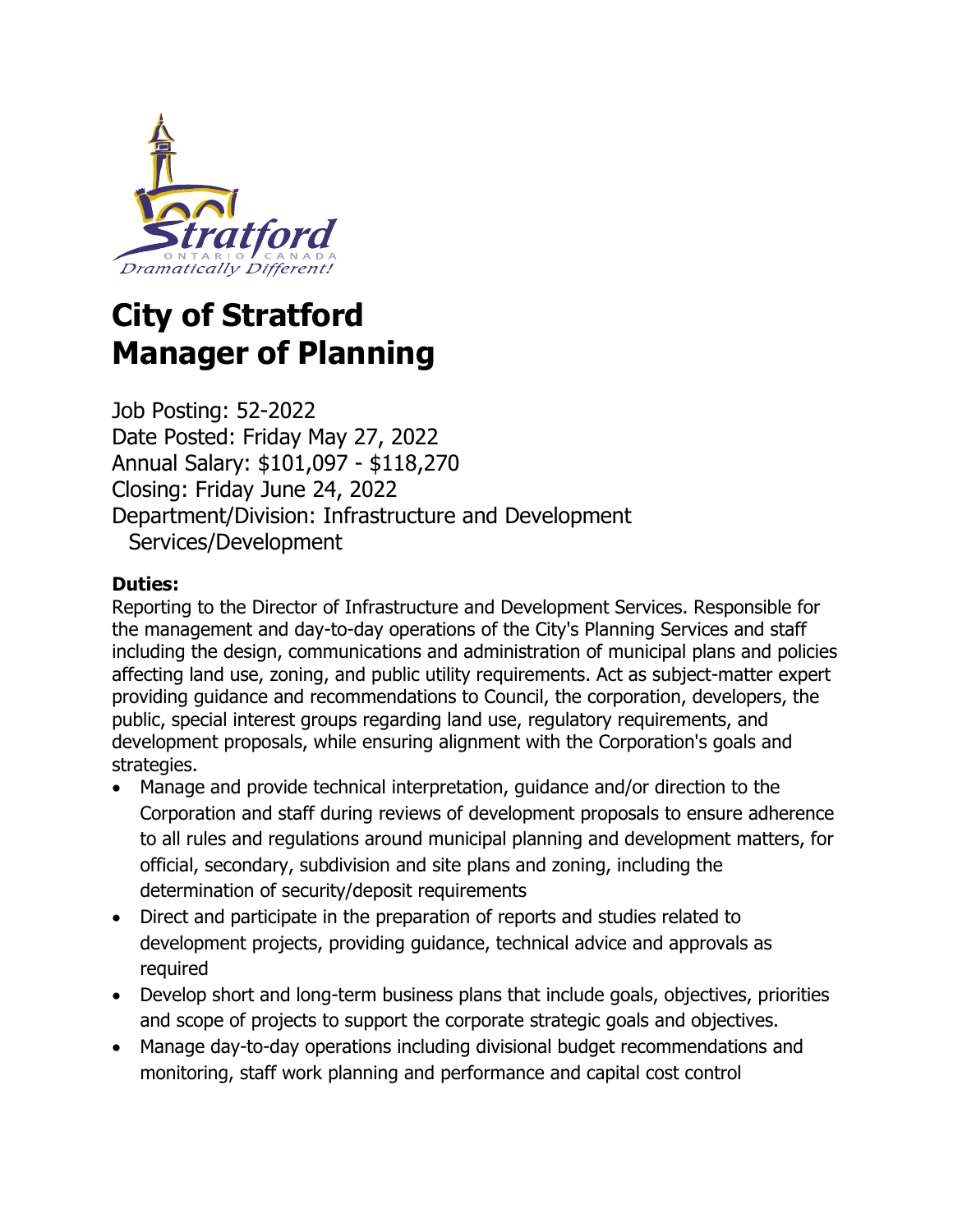# City of Stratford
# Manager of Planning

Job Posting: 52-2022
Date Posted: Friday May 27, 2022
Annual Salary: $101,097 - $118,270
Closing: Friday June 24, 2022
Department/Division: Infrastructure and Development Services/Development

**Duties:**

Reporting to the Director of Infrastructure and Development Services. Responsible for the management and day-to-day operations of the City's Planning Services and staff including the design, communications and administration of municipal plans and policies affecting land use, zoning, and public utility requirements. Act as subject-matter expert providing guidance and recommendations to Council, the corporation, developers, the public, special interest groups regarding land use, regulatory requirements, and development proposals, while ensuring alignment with the Corporation's goals and strategies.

- Manage and provide technical interpretation, guidance and/or direction to the Corporation and staff during reviews of development proposals to ensure adherence to all rules and regulations around municipal planning and development matters, for official, secondary, subdivision and site plans and zoning, including the determination of security/deposit requirements
- Direct and participate in the preparation of reports and studies related to development projects, providing guidance, technical advice and approvals as required
- Develop short and long-term business plans that include goals, objectives, priorities and scope of projects to support the corporate strategic goals and objectives.
- Manage day-to-day operations including divisional budget recommendations and monitoring, staff work planning and performance and capital cost control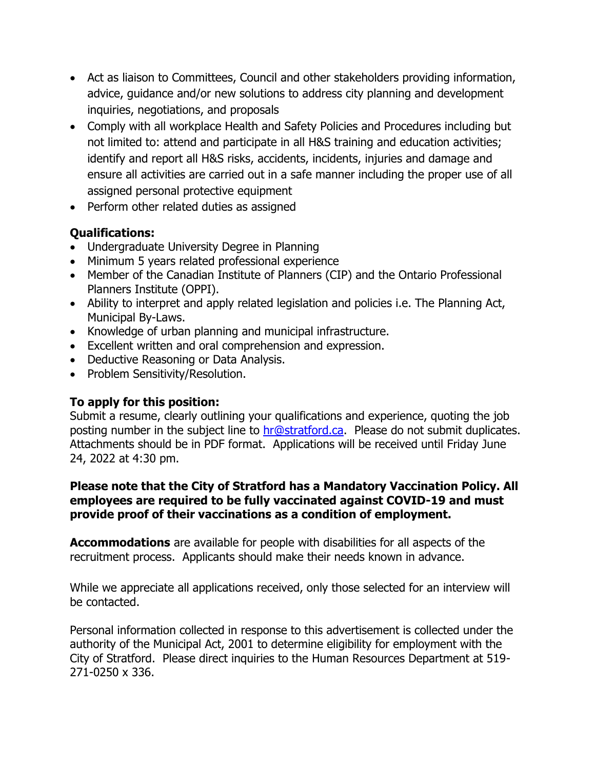- Act as liaison to Committees, Council and other stakeholders providing information, advice, guidance and/or new solutions to address city planning and development inquiries, negotiations, and proposals
- Comply with all workplace Health and Safety Policies and Procedures including but not limited to: attend and participate in all H&S training and education activities; identify and report all H&S risks, accidents, incidents, injuries and damage and ensure all activities are carried out in a safe manner including the proper use of all assigned personal protective equipment
- Perform other related duties as assigned

**Qualifications:**

- Undergraduate University Degree in Planning
- Minimum 5 years related professional experience
- Member of the Canadian Institute of Planners (CIP) and the Ontario Professional Planners Institute (OPPI).
- Ability to interpret and apply related legislation and policies i.e. The Planning Act, Municipal By-Laws.
- Knowledge of urban planning and municipal infrastructure.
- Excellent written and oral comprehension and expression.
- Deductive Reasoning or Data Analysis.
- Problem Sensitivity/Resolution.

**To apply for this position:**

Submit a resume, clearly outlining your qualifications and experience, quoting the job posting number in the subject line to hr@stratford.ca. Please do not submit duplicates. Attachments should be in PDF format. Applications will be received until Friday June 24, 2022 at 4:30 pm.

**Please note that the City of Stratford has a Mandatory Vaccination Policy. All employees are required to be fully vaccinated against COVID-19 and must provide proof of their vaccinations as a condition of employment.**

**Accommodations** are available for people with disabilities for all aspects of the recruitment process. Applicants should make their needs known in advance.

While we appreciate all applications received, only those selected for an interview will be contacted.

Personal information collected in response to this advertisement is collected under the authority of the Municipal Act, 2001 to determine eligibility for employment with the City of Stratford. Please direct inquiries to the Human Resources Department at 519-271-0250 x 336.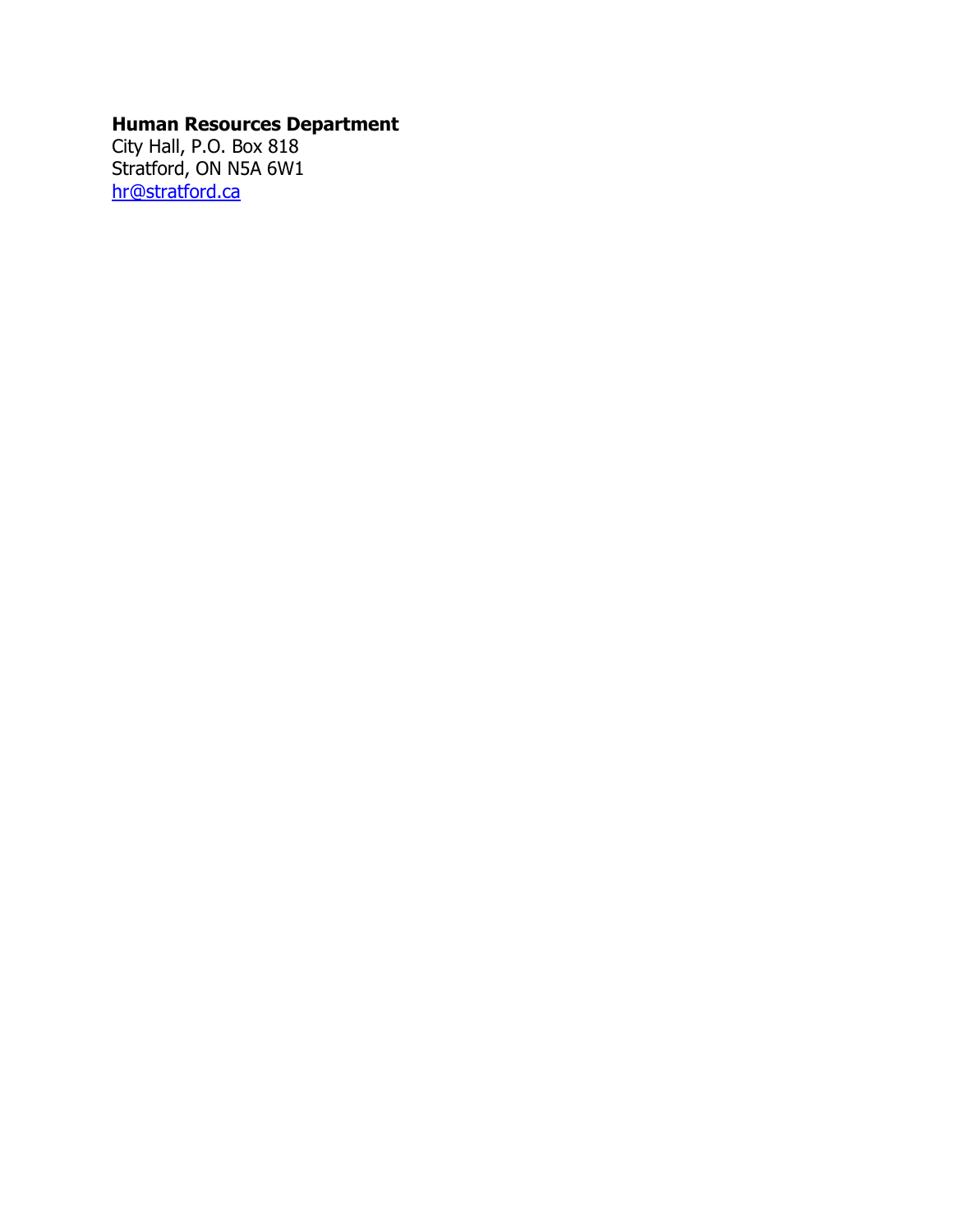**Human Resources Department**
City Hall, P.O. Box 818
Stratford, ON N5A 6W1
[hr@stratford.ca](mailto:hr@stratford.ca)